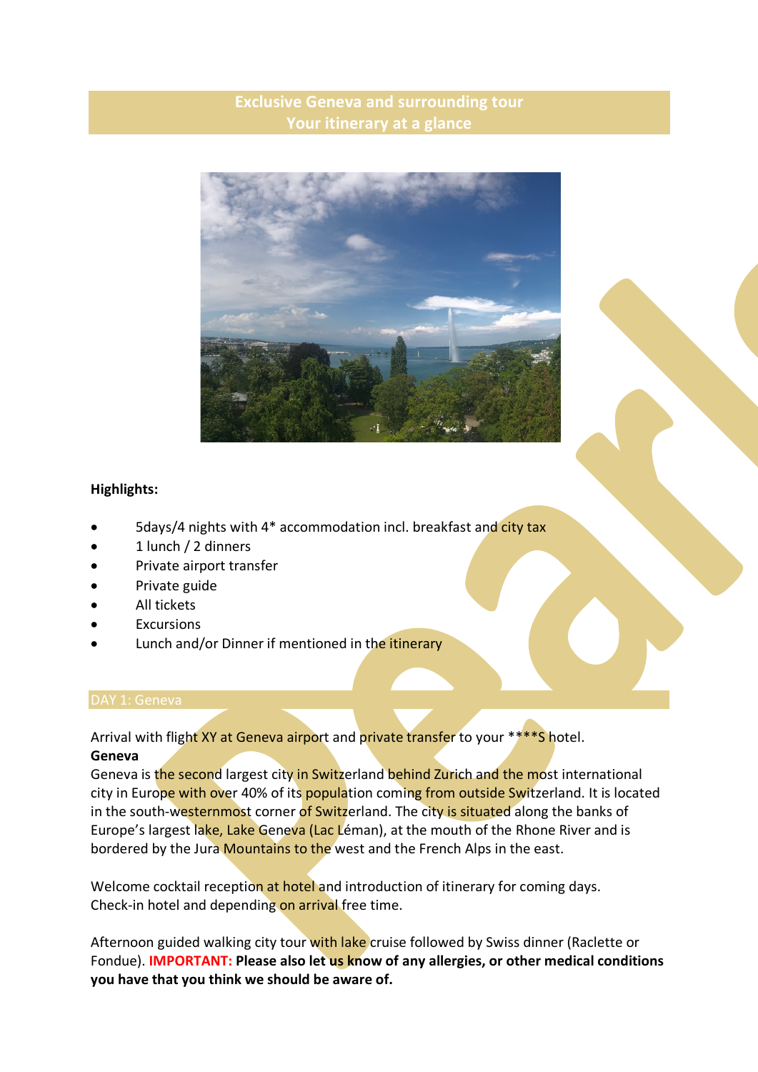# Exclusive Geneva and surrounding tour
## Your itinerary at a glance

**Highlights:**

- 5days/4 nights with 4* accommodation incl. breakfast and city tax
- 1 lunch / 2 dinners
- Private airport transfer
- Private guide
- All tickets
- Excursions
- Lunch and/or Dinner if mentioned in the itinerary

## DAY 1: Geneva

Arrival with flight XY at Geneva airport and private transfer to your ****S hotel.

**Geneva**

Geneva is the second largest city in Switzerland behind Zurich and the most international city in Europe with over 40% of its population coming from outside Switzerland. It is located in the south-westernmost corner of Switzerland. The city is situated along the banks of Europe's largest lake, Lake Geneva (Lac Léman), at the mouth of the Rhone River and is bordered by the Jura Mountains to the west and the French Alps in the east.

Welcome cocktail reception at hotel and introduction of itinerary for coming days. Check-in hotel and depending on arrival free time.

Afternoon guided walking city tour with lake cruise followed by Swiss dinner (Raclette or Fondue). **IMPORTANT: Please also let us know of any allergies, or other medical conditions you have that you think we should be aware of.**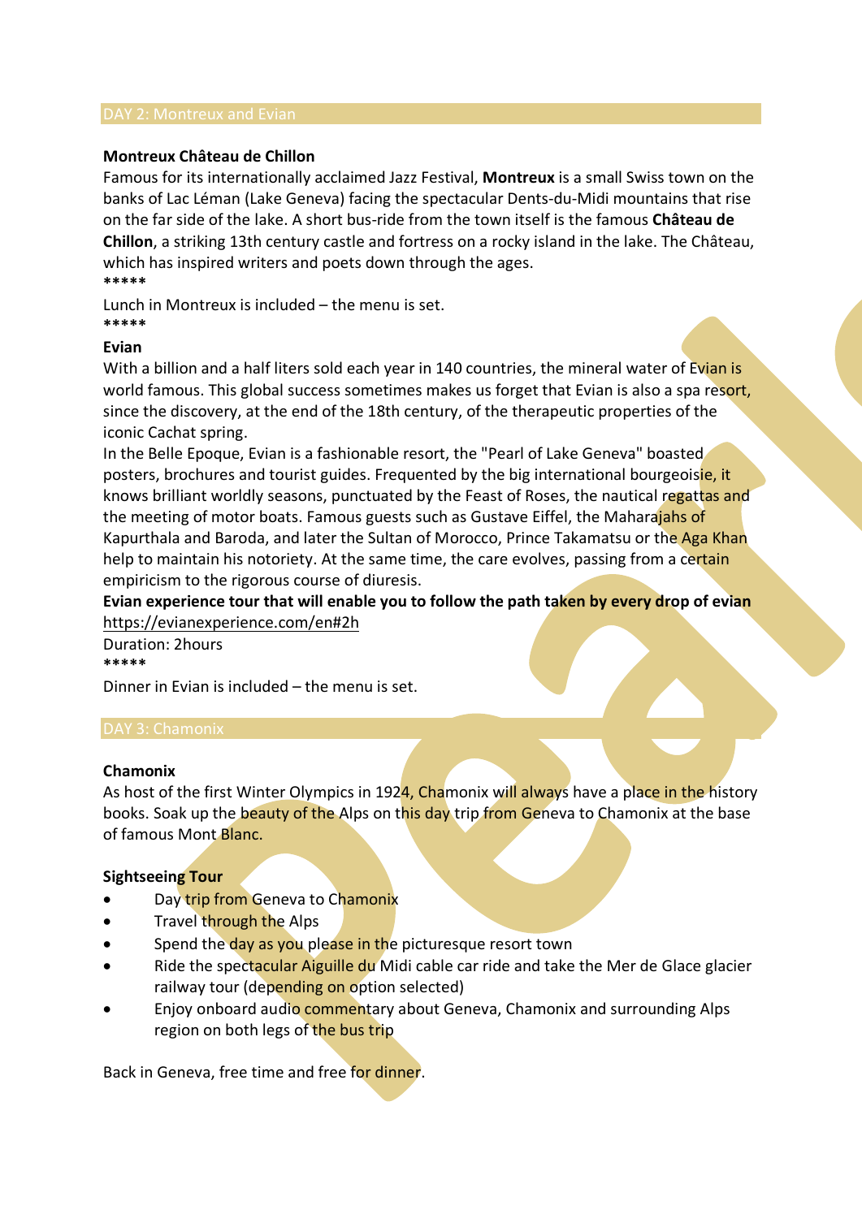## DAY 2: Montreux and Evian

**Montreux Château de Chillon**

Famous for its internationally acclaimed Jazz Festival, **Montreux** is a small Swiss town on the banks of Lac Léman (Lake Geneva) facing the spectacular Dents-du-Midi mountains that rise on the far side of the lake. A short bus-ride from the town itself is the famous **Château de Chillon**, a striking 13th century castle and fortress on a rocky island in the lake. The Château, which has inspired writers and poets down through the ages.

*****

Lunch in Montreux is included – the menu is set.

*****

**Evian**

With a billion and a half liters sold each year in 140 countries, the mineral water of Evian is world famous. This global success sometimes makes us forget that Evian is also a spa resort, since the discovery, at the end of the 18th century, of the therapeutic properties of the iconic Cachat spring.

In the Belle Epoque, Evian is a fashionable resort, the "Pearl of Lake Geneva" boasted posters, brochures and tourist guides. Frequented by the big international bourgeoisie, it knows brilliant worldly seasons, punctuated by the Feast of Roses, the nautical regattas and the meeting of motor boats. Famous guests such as Gustave Eiffel, the Maharajahs of Kapurthala and Baroda, and later the Sultan of Morocco, Prince Takamatsu or the Aga Khan help to maintain his notoriety. At the same time, the care evolves, passing from a certain empiricism to the rigorous course of diuresis.

**Evian experience tour that will enable you to follow the path taken by every drop of evian**

https://evianexperience.com/en#2h

Duration: 2hours

*****

Dinner in Evian is included – the menu is set.

## DAY 3: Chamonix

**Chamonix**

As host of the first Winter Olympics in 1924, Chamonix will always have a place in the history books. Soak up the beauty of the Alps on this day trip from Geneva to Chamonix at the base of famous Mont Blanc.

**Sightseeing Tour**

- Day trip from Geneva to Chamonix
- Travel through the Alps
- Spend the day as you please in the picturesque resort town
- Ride the spectacular Aiguille du Midi cable car ride and take the Mer de Glace glacier railway tour (depending on option selected)
- Enjoy onboard audio commentary about Geneva, Chamonix and surrounding Alps region on both legs of the bus trip

Back in Geneva, free time and free for dinner.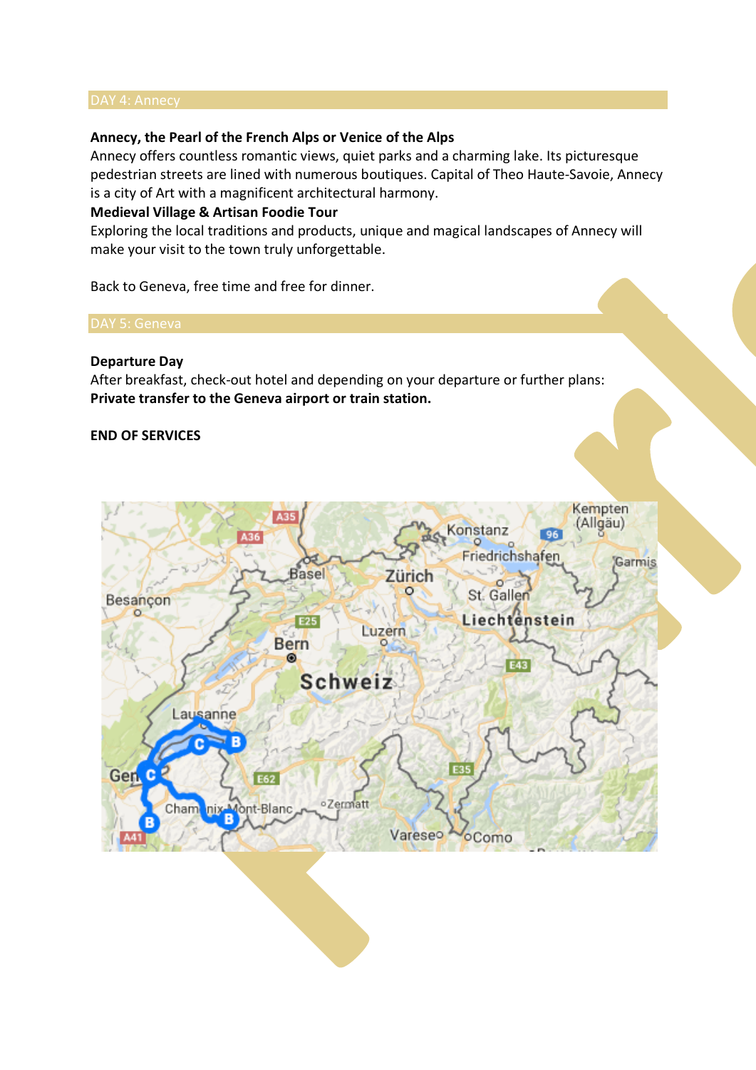## DAY 4: Annecy

**Annecy, the Pearl of the French Alps or Venice of the Alps**

Annecy offers countless romantic views, quiet parks and a charming lake. Its picturesque pedestrian streets are lined with numerous boutiques. Capital of Theo Haute-Savoie, Annecy is a city of Art with a magnificent architectural harmony.

**Medieval Village & Artisan Foodie Tour**

Exploring the local traditions and products, unique and magical landscapes of Annecy will make your visit to the town truly unforgettable.

Back to Geneva, free time and free for dinner.

## DAY 5: Geneva

**Departure Day**

After breakfast, check-out hotel and depending on your departure or further plans:

**Private transfer to the Geneva airport or train station.**

**END OF SERVICES**

Kempten (Allgäu)
A35
A36
Konstanz
96
Friedrichshafen
Garmis
Basel
Zürich
St. Gallen
Besançon
Liechtenstein
E25
Luzern
Bern
E43
Schweiz
Lausanne
C
B
Gen
C
E62
E35
Chamonix-Mont-Blanc
Zermatt
B
B
A41
Varese
Como